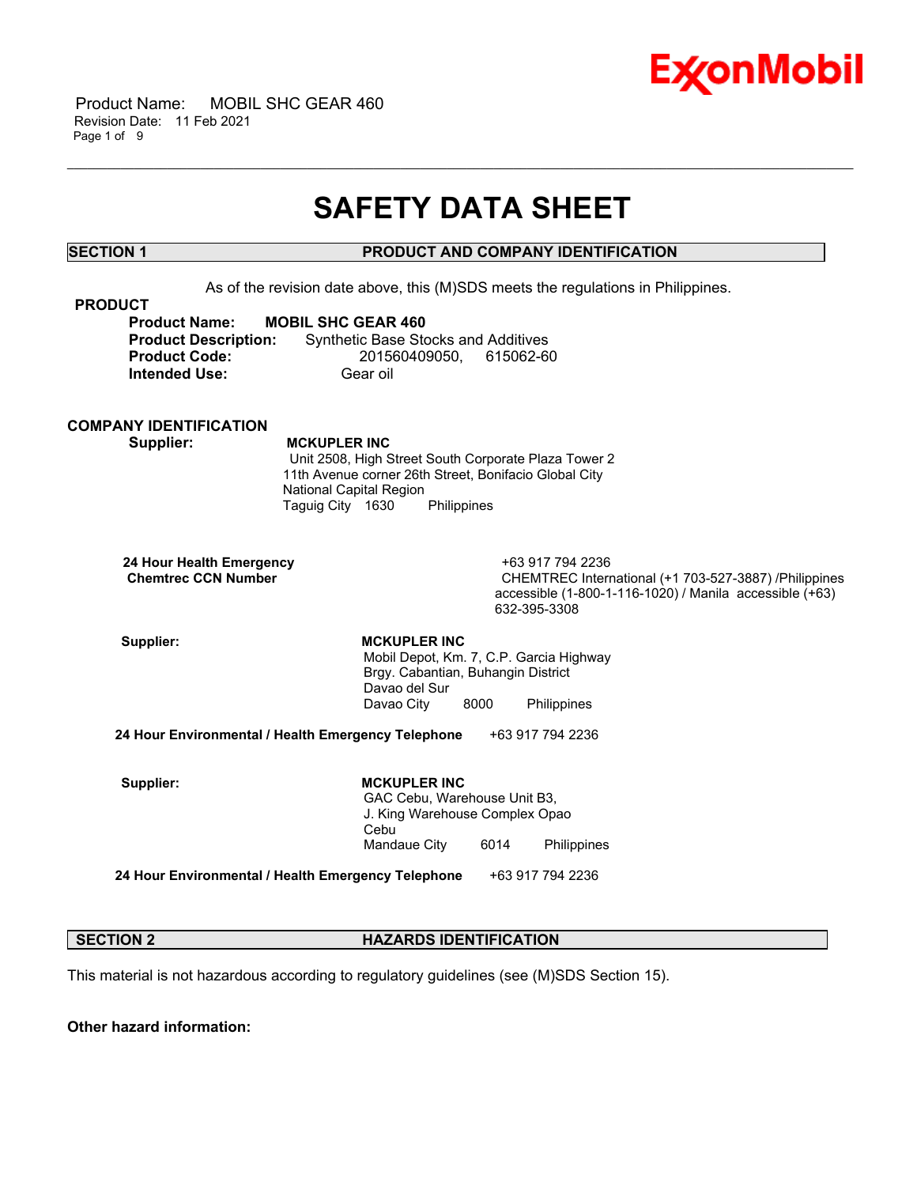# SAFETY DATA SHEET

## SECTION 1 PRODUCT AND COMPANY IDENTIFICATION

As of the revision date above, this (M)SDS meets the regulations in Philippines.

### PRODUCT

**Product Name:** **MOBIL SHC GEAR 460**
**Product Description:** Synthetic Base Stocks and Additives
**Product Code:** 201560409050, 615062-60
**Intended Use:** Gear oil

### COMPANY IDENTIFICATION

**Supplier:** **MCKUPLER INC**
Unit 2508, High Street South Corporate Plaza Tower 2
11th Avenue corner 26th Street, Bonifacio Global City
National Capital Region
Taguig City 1630 Philippines

**24 Hour Health Emergency** +63 917 794 2236
**Chemtrec CCN Number** CHEMTREC International (+1 703-527-3887) /Philippines accessible (1-800-1-116-1020) / Manila accessible (+63) 632-395-3308

**Supplier:** **MCKUPLER INC**
Mobil Depot, Km. 7, C.P. Garcia Highway
Brgy. Cabantian, Buhangin District
Davao del Sur
Davao City 8000 Philippines

**24 Hour Environmental / Health Emergency Telephone** +63 917 794 2236

**Supplier:** **MCKUPLER INC**
GAC Cebu, Warehouse Unit B3,
J. King Warehouse Complex Opao
Cebu
Mandaue City 6014 Philippines

**24 Hour Environmental / Health Emergency Telephone** +63 917 794 2236

## SECTION 2 HAZARDS IDENTIFICATION

This material is not hazardous according to regulatory guidelines (see (M)SDS Section 15).

**Other hazard information:**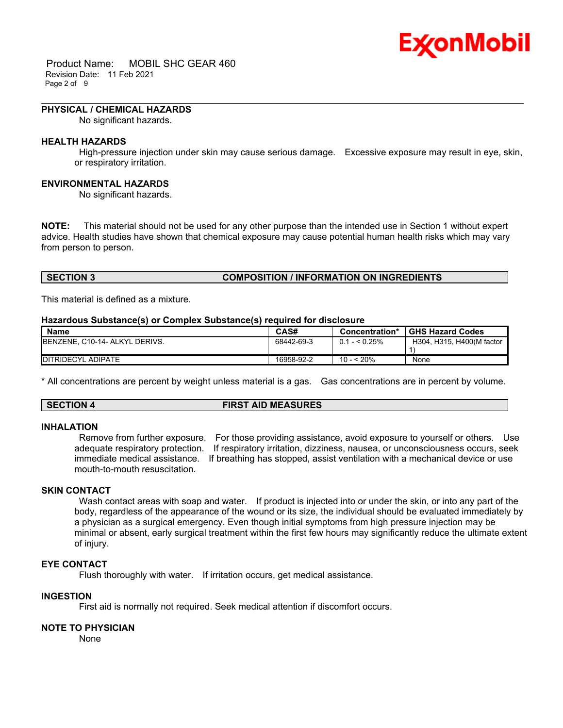### PHYSICAL / CHEMICAL HAZARDS

No significant hazards.

### HEALTH HAZARDS

High-pressure injection under skin may cause serious damage. Excessive exposure may result in eye, skin, or respiratory irritation.

### ENVIRONMENTAL HAZARDS

No significant hazards.

**NOTE:** This material should not be used for any other purpose than the intended use in Section 1 without expert advice. Health studies have shown that chemical exposure may cause potential human health risks which may vary from person to person.

## SECTION 3 COMPOSITION / INFORMATION ON INGREDIENTS

This material is defined as a mixture.

**Hazardous Substance(s) or Complex Substance(s) required for disclosure**

| Name | CAS# | Concentration* | GHS Hazard Codes |
|---|---|---|---|
| BENZENE, C10-14- ALKYL DERIVS. | 68442-69-3 | 0.1 - < 0.25% | H304, H315, H400(M factor 1) |
| DITRIDECYL ADIPATE | 16958-92-2 | 10 - < 20% | None |

* All concentrations are percent by weight unless material is a gas. Gas concentrations are in percent by volume.

## SECTION 4 FIRST AID MEASURES

### INHALATION

Remove from further exposure. For those providing assistance, avoid exposure to yourself or others. Use adequate respiratory protection. If respiratory irritation, dizziness, nausea, or unconsciousness occurs, seek immediate medical assistance. If breathing has stopped, assist ventilation with a mechanical device or use mouth-to-mouth resuscitation.

### SKIN CONTACT

Wash contact areas with soap and water. If product is injected into or under the skin, or into any part of the body, regardless of the appearance of the wound or its size, the individual should be evaluated immediately by a physician as a surgical emergency. Even though initial symptoms from high pressure injection may be minimal or absent, early surgical treatment within the first few hours may significantly reduce the ultimate extent of injury.

### EYE CONTACT

Flush thoroughly with water. If irritation occurs, get medical assistance.

### INGESTION

First aid is normally not required. Seek medical attention if discomfort occurs.

### NOTE TO PHYSICIAN

None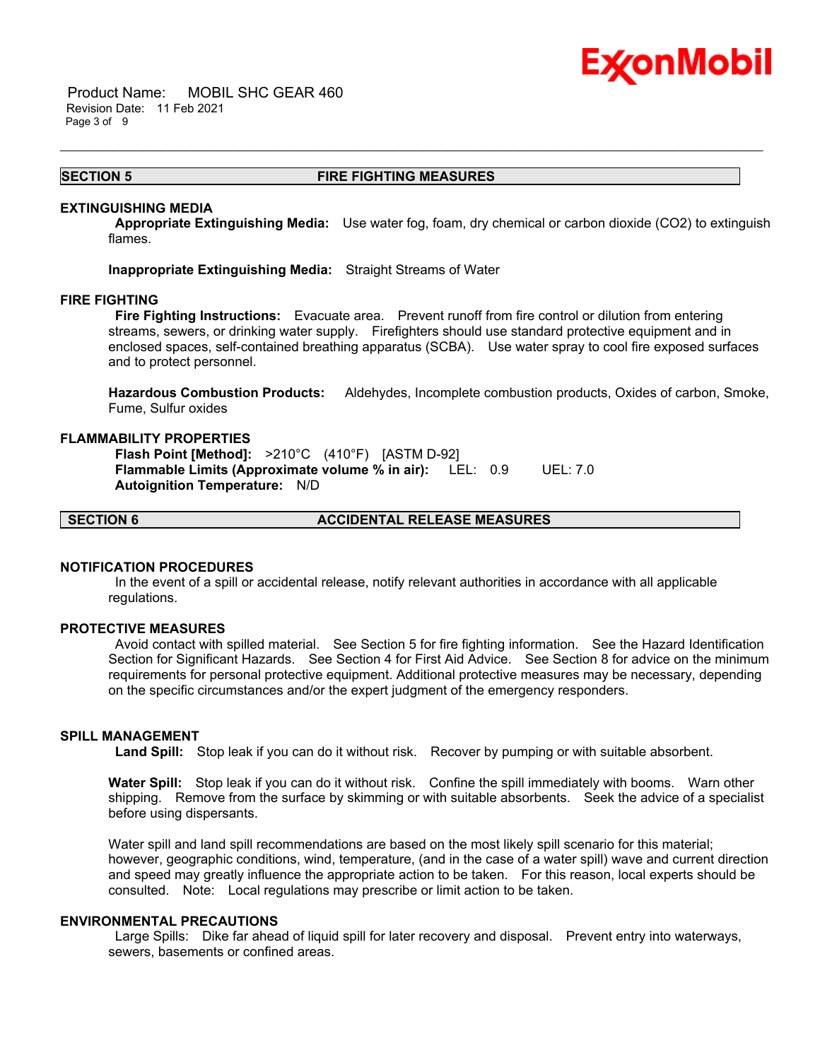## SECTION 5 FIRE FIGHTING MEASURES

### EXTINGUISHING MEDIA

**Appropriate Extinguishing Media:** Use water fog, foam, dry chemical or carbon dioxide ($CO_2$) to extinguish flames.

**Inappropriate Extinguishing Media:** Straight Streams of Water

### FIRE FIGHTING

**Fire Fighting Instructions:** Evacuate area. Prevent runoff from fire control or dilution from entering streams, sewers, or drinking water supply. Firefighters should use standard protective equipment and in enclosed spaces, self-contained breathing apparatus (SCBA). Use water spray to cool fire exposed surfaces and to protect personnel.

**Hazardous Combustion Products:** Aldehydes, Incomplete combustion products, Oxides of carbon, Smoke, Fume, Sulfur oxides

### FLAMMABILITY PROPERTIES

**Flash Point [Method]:** >210°C (410°F) [ASTM D-92]
**Flammable Limits (Approximate volume % in air):** LEL: 0.9 UEL: 7.0
**Autoignition Temperature:** N/D

## SECTION 6 ACCIDENTAL RELEASE MEASURES

### NOTIFICATION PROCEDURES

In the event of a spill or accidental release, notify relevant authorities in accordance with all applicable regulations.

### PROTECTIVE MEASURES

Avoid contact with spilled material. See Section 5 for fire fighting information. See the Hazard Identification Section for Significant Hazards. See Section 4 for First Aid Advice. See Section 8 for advice on the minimum requirements for personal protective equipment. Additional protective measures may be necessary, depending on the specific circumstances and/or the expert judgment of the emergency responders.

### SPILL MANAGEMENT

**Land Spill:** Stop leak if you can do it without risk. Recover by pumping or with suitable absorbent.

**Water Spill:** Stop leak if you can do it without risk. Confine the spill immediately with booms. Warn other shipping. Remove from the surface by skimming or with suitable absorbents. Seek the advice of a specialist before using dispersants.

Water spill and land spill recommendations are based on the most likely spill scenario for this material; however, geographic conditions, wind, temperature, (and in the case of a water spill) wave and current direction and speed may greatly influence the appropriate action to be taken. For this reason, local experts should be consulted. Note: Local regulations may prescribe or limit action to be taken.

### ENVIRONMENTAL PRECAUTIONS

Large Spills: Dike far ahead of liquid spill for later recovery and disposal. Prevent entry into waterways, sewers, basements or confined areas.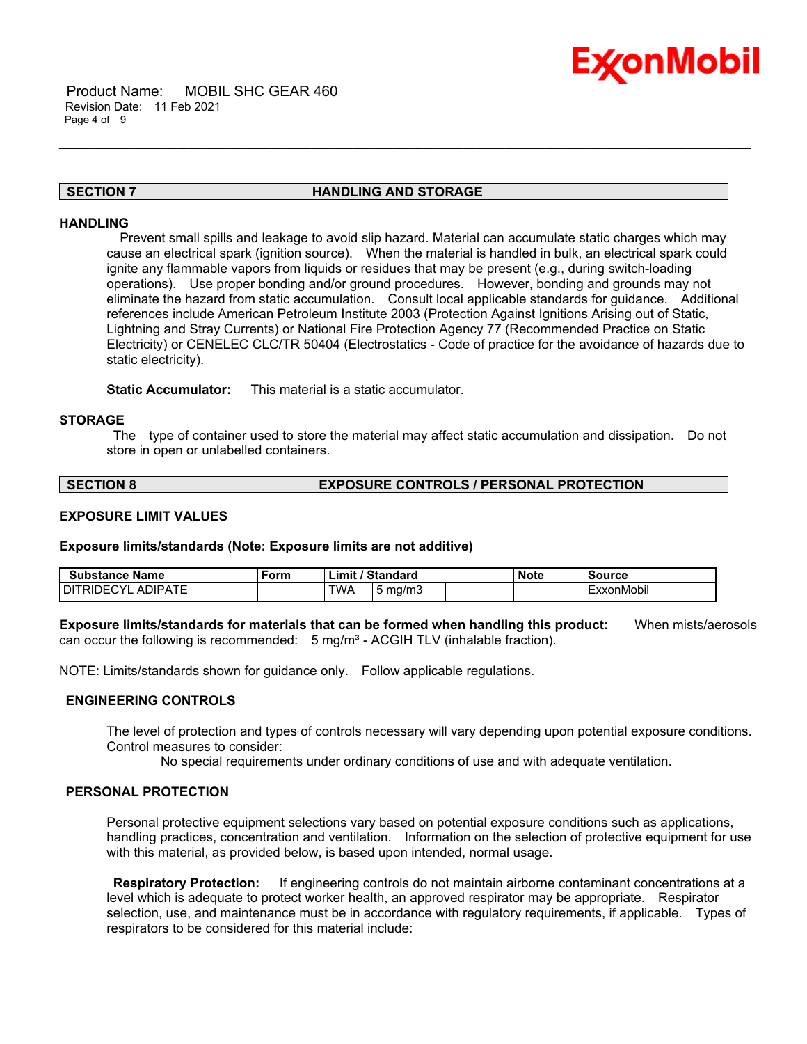## SECTION 7 HANDLING AND STORAGE

### HANDLING

Prevent small spills and leakage to avoid slip hazard. Material can accumulate static charges which may cause an electrical spark (ignition source). When the material is handled in bulk, an electrical spark could ignite any flammable vapors from liquids or residues that may be present (e.g., during switch-loading operations). Use proper bonding and/or ground procedures. However, bonding and grounds may not eliminate the hazard from static accumulation. Consult local applicable standards for guidance. Additional references include American Petroleum Institute 2003 (Protection Against Ignitions Arising out of Static, Lightning and Stray Currents) or National Fire Protection Agency 77 (Recommended Practice on Static Electricity) or CENELEC CLC/TR 50404 (Electrostatics - Code of practice for the avoidance of hazards due to static electricity).

**Static Accumulator:** This material is a static accumulator.

### STORAGE

The type of container used to store the material may affect static accumulation and dissipation. Do not store in open or unlabelled containers.

## SECTION 8 EXPOSURE CONTROLS / PERSONAL PROTECTION

### EXPOSURE LIMIT VALUES

**Exposure limits/standards (Note: Exposure limits are not additive)**

| Substance Name | Form | Limit / Standard | | | Note | Source |
|---|---|---|---|---|---|---|
| DITRIDECYL ADIPATE | | TWA | 5 mg/m3 | | | ExxonMobil |

**Exposure limits/standards for materials that can be formed when handling this product:** When mists/aerosols can occur the following is recommended: 5 mg/m³ - ACGIH TLV (inhalable fraction).

NOTE: Limits/standards shown for guidance only. Follow applicable regulations.

### ENGINEERING CONTROLS

The level of protection and types of controls necessary will vary depending upon potential exposure conditions. Control measures to consider:

No special requirements under ordinary conditions of use and with adequate ventilation.

### PERSONAL PROTECTION

Personal protective equipment selections vary based on potential exposure conditions such as applications, handling practices, concentration and ventilation. Information on the selection of protective equipment for use with this material, as provided below, is based upon intended, normal usage.

**Respiratory Protection:** If engineering controls do not maintain airborne contaminant concentrations at a level which is adequate to protect worker health, an approved respirator may be appropriate. Respirator selection, use, and maintenance must be in accordance with regulatory requirements, if applicable. Types of respirators to be considered for this material include: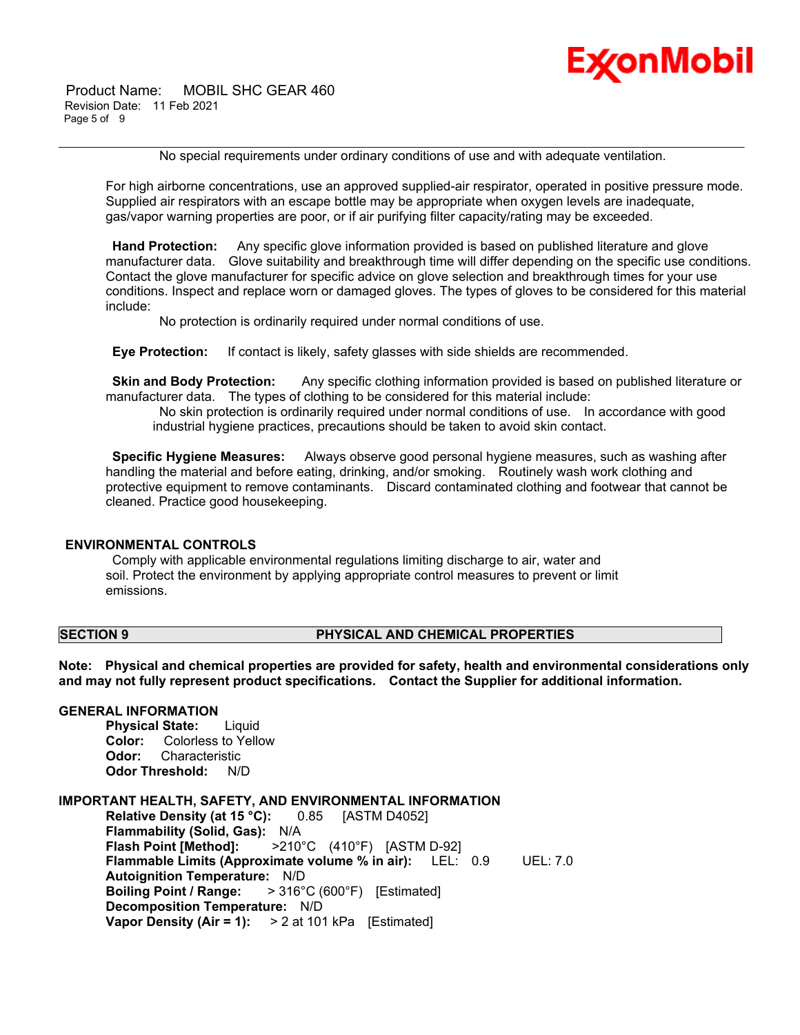No special requirements under ordinary conditions of use and with adequate ventilation.

For high airborne concentrations, use an approved supplied-air respirator, operated in positive pressure mode. Supplied air respirators with an escape bottle may be appropriate when oxygen levels are inadequate, gas/vapor warning properties are poor, or if air purifying filter capacity/rating may be exceeded.

**Hand Protection:** Any specific glove information provided is based on published literature and glove manufacturer data. Glove suitability and breakthrough time will differ depending on the specific use conditions. Contact the glove manufacturer for specific advice on glove selection and breakthrough times for your use conditions. Inspect and replace worn or damaged gloves. The types of gloves to be considered for this material include:

No protection is ordinarily required under normal conditions of use.

**Eye Protection:** If contact is likely, safety glasses with side shields are recommended.

**Skin and Body Protection:** Any specific clothing information provided is based on published literature or manufacturer data. The types of clothing to be considered for this material include:

No skin protection is ordinarily required under normal conditions of use. In accordance with good industrial hygiene practices, precautions should be taken to avoid skin contact.

**Specific Hygiene Measures:** Always observe good personal hygiene measures, such as washing after handling the material and before eating, drinking, and/or smoking. Routinely wash work clothing and protective equipment to remove contaminants. Discard contaminated clothing and footwear that cannot be cleaned. Practice good housekeeping.

## ENVIRONMENTAL CONTROLS

Comply with applicable environmental regulations limiting discharge to air, water and soil. Protect the environment by applying appropriate control measures to prevent or limit emissions.

## SECTION 9 PHYSICAL AND CHEMICAL PROPERTIES

**Note: Physical and chemical properties are provided for safety, health and environmental considerations only and may not fully represent product specifications. Contact the Supplier for additional information.**

### GENERAL INFORMATION

**Physical State:** Liquid
**Color:** Colorless to Yellow
**Odor:** Characteristic
**Odor Threshold:** N/D

### IMPORTANT HEALTH, SAFETY, AND ENVIRONMENTAL INFORMATION

**Relative Density (at 15 °C):** 0.85 [ASTM D4052]
**Flammability (Solid, Gas):** N/A
**Flash Point [Method]:** >210°C (410°F) [ASTM D-92]
**Flammable Limits (Approximate volume % in air):** LEL: 0.9 UEL: 7.0
**Autoignition Temperature:** N/D
**Boiling Point / Range:** > 316°C (600°F) [Estimated]
**Decomposition Temperature:** N/D
**Vapor Density (Air = 1):** > 2 at 101 kPa [Estimated]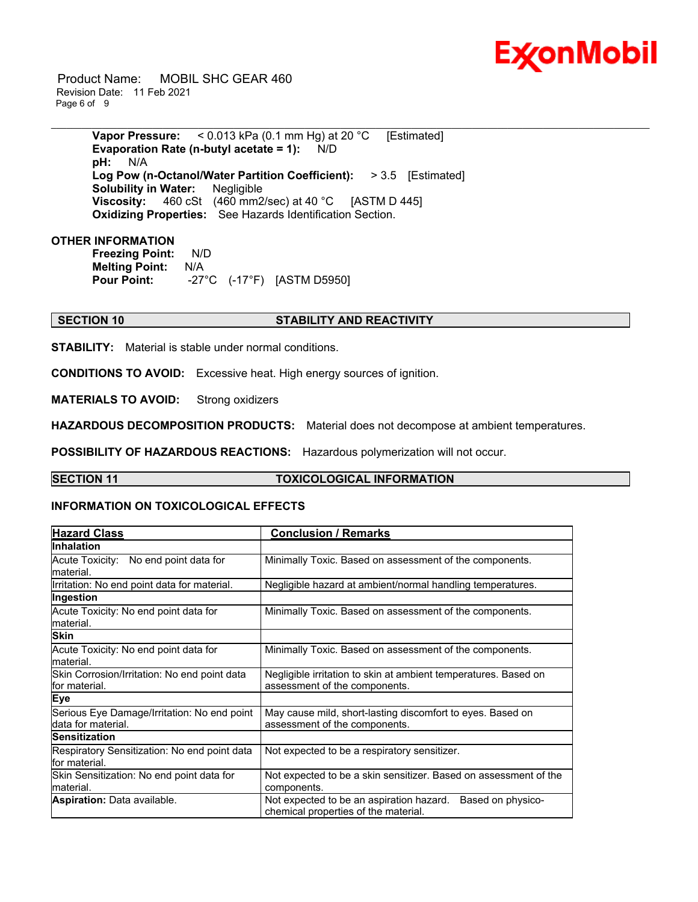**Vapor Pressure:** < 0.013 kPa (0.1 mm Hg) at 20 °C [Estimated]
**Evaporation Rate (n-butyl acetate = 1):** N/D
**pH:** N/A
**Log Pow (n-Octanol/Water Partition Coefficient):** > 3.5 [Estimated]
**Solubility in Water:** Negligible
**Viscosity:** 460 cSt (460 mm2/sec) at 40 °C [ASTM D 445]
**Oxidizing Properties:** See Hazards Identification Section.

**OTHER INFORMATION**

**Freezing Point:** N/D
**Melting Point:** N/A
**Pour Point:** -27°C (-17°F) [ASTM D5950]

## SECTION 10 STABILITY AND REACTIVITY

**STABILITY:** Material is stable under normal conditions.

**CONDITIONS TO AVOID:** Excessive heat. High energy sources of ignition.

**MATERIALS TO AVOID:** Strong oxidizers

**HAZARDOUS DECOMPOSITION PRODUCTS:** Material does not decompose at ambient temperatures.

**POSSIBILITY OF HAZARDOUS REACTIONS:** Hazardous polymerization will not occur.

## SECTION 11 TOXICOLOGICAL INFORMATION

### INFORMATION ON TOXICOLOGICAL EFFECTS

| Hazard Class | Conclusion / Remarks |
|---|---|
| **Inhalation** | |
| Acute Toxicity: No end point data for material. | Minimally Toxic. Based on assessment of the components. |
| Irritation: No end point data for material. | Negligible hazard at ambient/normal handling temperatures. |
| **Ingestion** | |
| Acute Toxicity: No end point data for material. | Minimally Toxic. Based on assessment of the components. |
| **Skin** | |
| Acute Toxicity: No end point data for material. | Minimally Toxic. Based on assessment of the components. |
| Skin Corrosion/Irritation: No end point data for material. | Negligible irritation to skin at ambient temperatures. Based on assessment of the components. |
| **Eye** | |
| Serious Eye Damage/Irritation: No end point data for material. | May cause mild, short-lasting discomfort to eyes. Based on assessment of the components. |
| **Sensitization** | |
| Respiratory Sensitization: No end point data for material. | Not expected to be a respiratory sensitizer. |
| Skin Sensitization: No end point data for material. | Not expected to be a skin sensitizer. Based on assessment of the components. |
| **Aspiration:** Data available. | Not expected to be an aspiration hazard. Based on physico-chemical properties of the material. |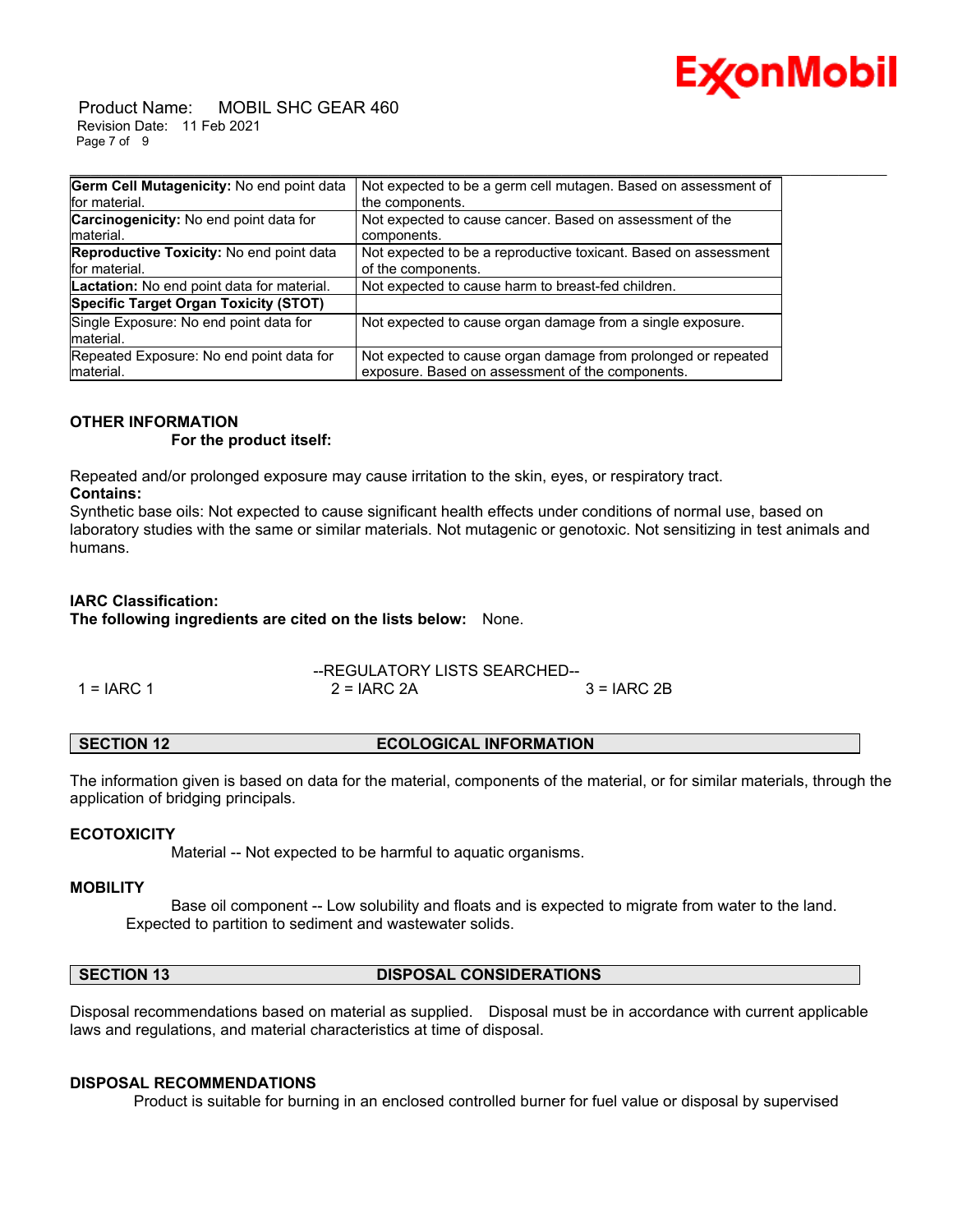| | |
|---|---|
| **Germ Cell Mutagenicity:** No end point data for material. | Not expected to be a germ cell mutagen. Based on assessment of the components. |
| **Carcinogenicity:** No end point data for material. | Not expected to cause cancer. Based on assessment of the components. |
| **Reproductive Toxicity:** No end point data for material. | Not expected to be a reproductive toxicant. Based on assessment of the components. |
| **Lactation:** No end point data for material. | Not expected to cause harm to breast-fed children. |
| **Specific Target Organ Toxicity (STOT)** | |
| Single Exposure: No end point data for material. | Not expected to cause organ damage from a single exposure. |
| Repeated Exposure: No end point data for material. | Not expected to cause organ damage from prolonged or repeated exposure. Based on assessment of the components. |

**OTHER INFORMATION**

**For the product itself:**

Repeated and/or prolonged exposure may cause irritation to the skin, eyes, or respiratory tract.

**Contains:**

Synthetic base oils: Not expected to cause significant health effects under conditions of normal use, based on laboratory studies with the same or similar materials. Not mutagenic or genotoxic. Not sensitizing in test animals and humans.

**IARC Classification:**

**The following ingredients are cited on the lists below:** None.

--REGULATORY LISTS SEARCHED--

1 = IARC 1    2 = IARC 2A    3 = IARC 2B

## SECTION 12 ECOLOGICAL INFORMATION

The information given is based on data for the material, components of the material, or for similar materials, through the application of bridging principals.

**ECOTOXICITY**

Material -- Not expected to be harmful to aquatic organisms.

**MOBILITY**

Base oil component -- Low solubility and floats and is expected to migrate from water to the land. Expected to partition to sediment and wastewater solids.

## SECTION 13 DISPOSAL CONSIDERATIONS

Disposal recommendations based on material as supplied. Disposal must be in accordance with current applicable laws and regulations, and material characteristics at time of disposal.

**DISPOSAL RECOMMENDATIONS**

Product is suitable for burning in an enclosed controlled burner for fuel value or disposal by supervised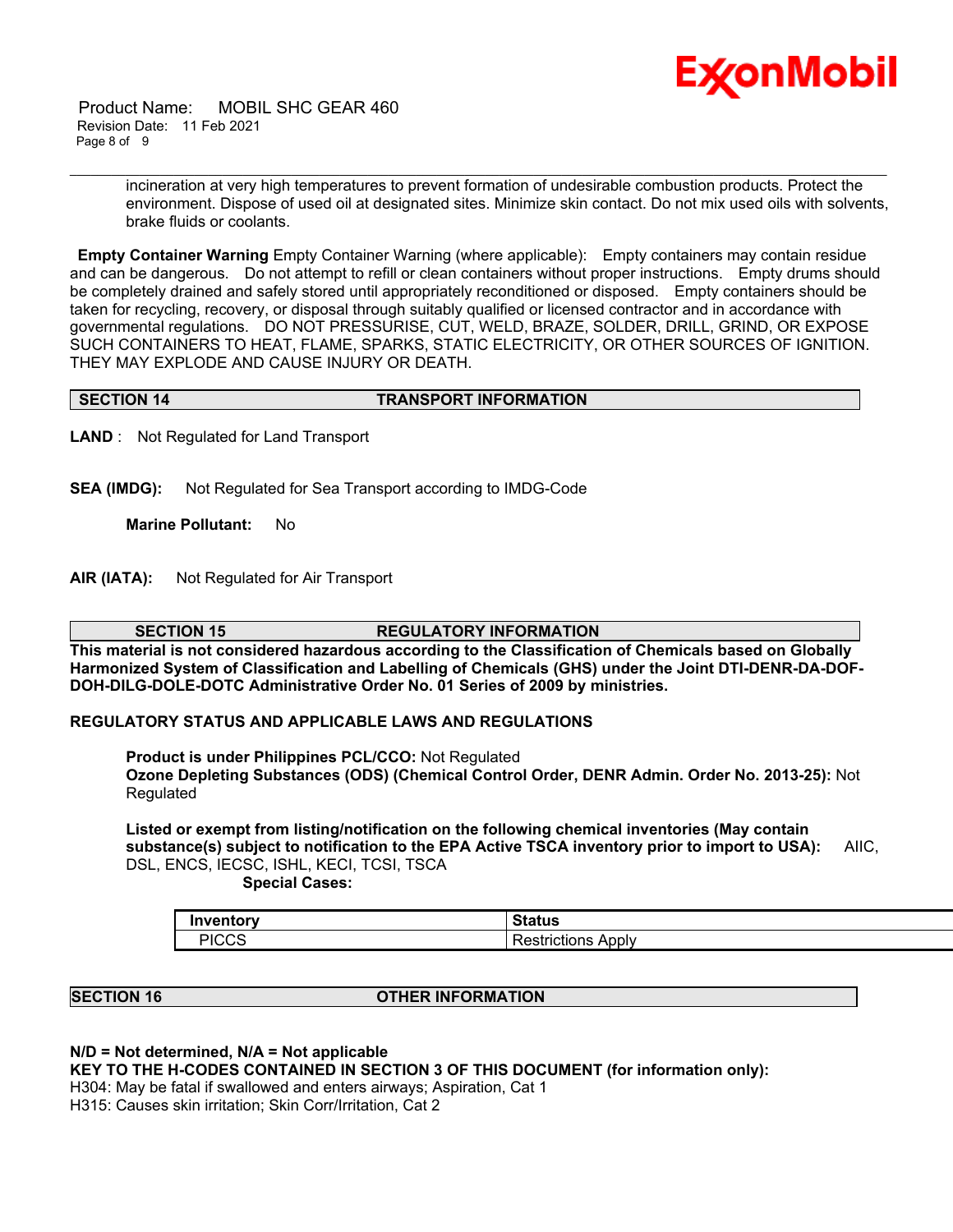incineration at very high temperatures to prevent formation of undesirable combustion products. Protect the environment. Dispose of used oil at designated sites. Minimize skin contact. Do not mix used oils with solvents, brake fluids or coolants.

**Empty Container Warning** Empty Container Warning (where applicable): Empty containers may contain residue and can be dangerous. Do not attempt to refill or clean containers without proper instructions. Empty drums should be completely drained and safely stored until appropriately reconditioned or disposed. Empty containers should be taken for recycling, recovery, or disposal through suitably qualified or licensed contractor and in accordance with governmental regulations. DO NOT PRESSURISE, CUT, WELD, BRAZE, SOLDER, DRILL, GRIND, OR EXPOSE SUCH CONTAINERS TO HEAT, FLAME, SPARKS, STATIC ELECTRICITY, OR OTHER SOURCES OF IGNITION. THEY MAY EXPLODE AND CAUSE INJURY OR DEATH.

## SECTION 14 TRANSPORT INFORMATION

**LAND** : Not Regulated for Land Transport

**SEA (IMDG):** Not Regulated for Sea Transport according to IMDG-Code

**Marine Pollutant:** No

**AIR (IATA):** Not Regulated for Air Transport

## SECTION 15 REGULATORY INFORMATION

**This material is not considered hazardous according to the Classification of Chemicals based on Globally Harmonized System of Classification and Labelling of Chemicals (GHS) under the Joint DTI-DENR-DA-DOF-DOH-DILG-DOLE-DOTC Administrative Order No. 01 Series of 2009 by ministries.**

**REGULATORY STATUS AND APPLICABLE LAWS AND REGULATIONS**

**Product is under Philippines PCL/CCO:** Not Regulated
**Ozone Depleting Substances (ODS) (Chemical Control Order, DENR Admin. Order No. 2013-25):** Not Regulated

**Listed or exempt from listing/notification on the following chemical inventories (May contain substance(s) subject to notification to the EPA Active TSCA inventory prior to import to USA):** AIIC, DSL, ENCS, IECSC, ISHL, KECI, TCSI, TSCA

**Special Cases:**

| Inventory | Status |
|---|---|
| PICCS | Restrictions Apply |

## SECTION 16 OTHER INFORMATION

**N/D = Not determined, N/A = Not applicable**

**KEY TO THE H-CODES CONTAINED IN SECTION 3 OF THIS DOCUMENT (for information only):**

H304: May be fatal if swallowed and enters airways; Aspiration, Cat 1
H315: Causes skin irritation; Skin Corr/Irritation, Cat 2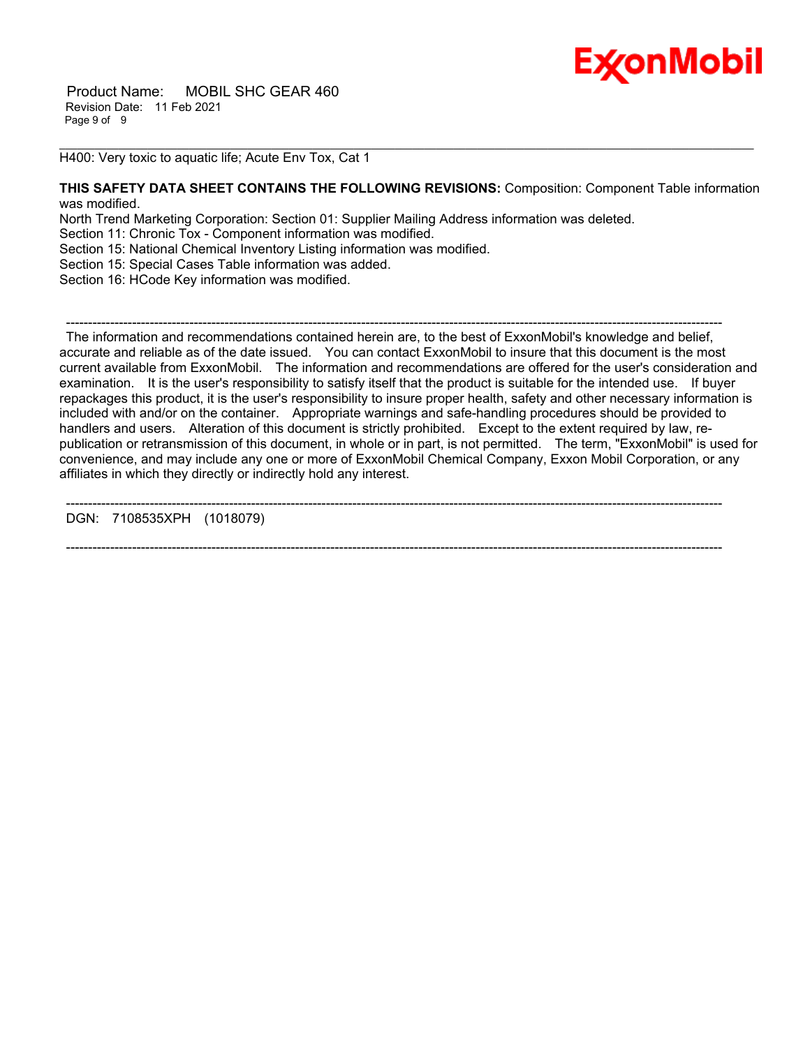H400: Very toxic to aquatic life; Acute Env Tox, Cat 1

**THIS SAFETY DATA SHEET CONTAINS THE FOLLOWING REVISIONS:** Composition: Component Table information was modified.
North Trend Marketing Corporation: Section 01: Supplier Mailing Address information was deleted.
Section 11: Chronic Tox - Component information was modified.
Section 15: National Chemical Inventory Listing information was modified.
Section 15: Special Cases Table information was added.
Section 16: HCode Key information was modified.

-----------------------------------------------------------------------------------------------------------------------------------------------------

The information and recommendations contained herein are, to the best of ExxonMobil's knowledge and belief, accurate and reliable as of the date issued. You can contact ExxonMobil to insure that this document is the most current available from ExxonMobil. The information and recommendations are offered for the user's consideration and examination. It is the user's responsibility to satisfy itself that the product is suitable for the intended use. If buyer repackages this product, it is the user's responsibility to insure proper health, safety and other necessary information is included with and/or on the container. Appropriate warnings and safe-handling procedures should be provided to handlers and users. Alteration of this document is strictly prohibited. Except to the extent required by law, re-publication or retransmission of this document, in whole or in part, is not permitted. The term, "ExxonMobil" is used for convenience, and may include any one or more of ExxonMobil Chemical Company, Exxon Mobil Corporation, or any affiliates in which they directly or indirectly hold any interest.

-----------------------------------------------------------------------------------------------------------------------------------------------------

DGN: 7108535XPH (1018079)

-----------------------------------------------------------------------------------------------------------------------------------------------------